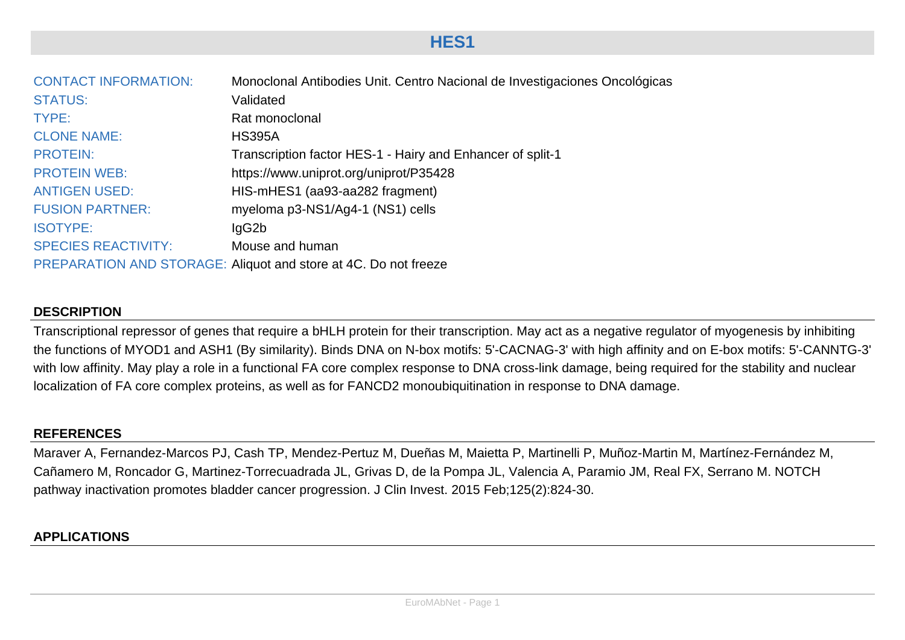# HES1

| | |
|---|---|
| CONTACT INFORMATION: | Monoclonal Antibodies Unit. Centro Nacional de Investigaciones Oncológicas |
| STATUS: | Validated |
| TYPE: | Rat monoclonal |
| CLONE NAME: | HS395A |
| PROTEIN: | Transcription factor HES-1 - Hairy and Enhancer of split-1 |
| PROTEIN WEB: | https://www.uniprot.org/uniprot/P35428 |
| ANTIGEN USED: | HIS-mHES1 (aa93-aa282 fragment) |
| FUSION PARTNER: | myeloma p3-NS1/Ag4-1 (NS1) cells |
| ISOTYPE: | IgG2b |
| SPECIES REACTIVITY: | Mouse and human |
| PREPARATION AND STORAGE: | Aliquot and store at 4C. Do not freeze |

## DESCRIPTION

Transcriptional repressor of genes that require a bHLH protein for their transcription. May act as a negative regulator of myogenesis by inhibiting the functions of MYOD1 and ASH1 (By similarity). Binds DNA on N-box motifs: 5'-CACNAG-3' with high affinity and on E-box motifs: 5'-CANNTG-3' with low affinity. May play a role in a functional FA core complex response to DNA cross-link damage, being required for the stability and nuclear localization of FA core complex proteins, as well as for FANCD2 monoubiquitination in response to DNA damage.

## REFERENCES

Maraver A, Fernandez-Marcos PJ, Cash TP, Mendez-Pertuz M, Dueñas M, Maietta P, Martinelli P, Muñoz-Martin M, Martínez-Fernández M, Cañamero M, Roncador G, Martinez-Torrecuadrada JL, Grivas D, de la Pompa JL, Valencia A, Paramio JM, Real FX, Serrano M. NOTCH pathway inactivation promotes bladder cancer progression. J Clin Invest. 2015 Feb;125(2):824-30.

## APPLICATIONS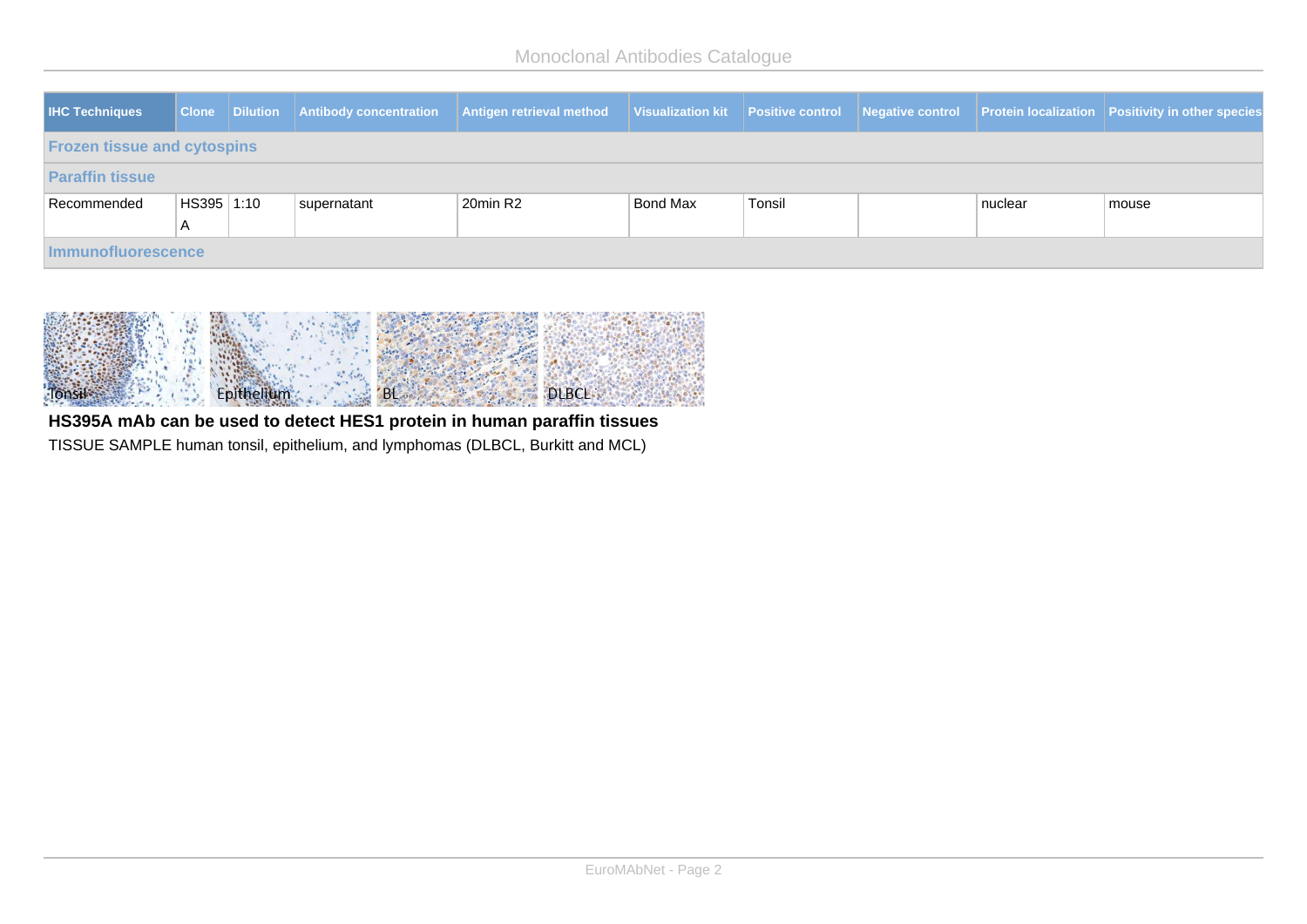| IHC Techniques | Clone | Dilution | Antibody concentration | Antigen retrieval method | Visualization kit | Positive control | Negative control | Protein localization | Positivity in other species |
|---|---|---|---|---|---|---|---|---|---|
| **Frozen tissue and cytospins** | | | | | | | | | |
| **Paraffin tissue** | | | | | | | | | |
| Recommended | HS395A | 1:10 | supernatant | 20min R2 | Bond Max | Tonsil | | nuclear | mouse |
| **Immunofluorescence** | | | | | | | | | |

Tonsil Epithelium BL DLBCL

**HS395A mAb can be used to detect HES1 protein in human paraffin tissues**

TISSUE SAMPLE human tonsil, epithelium, and lymphomas (DLBCL, Burkitt and MCL)